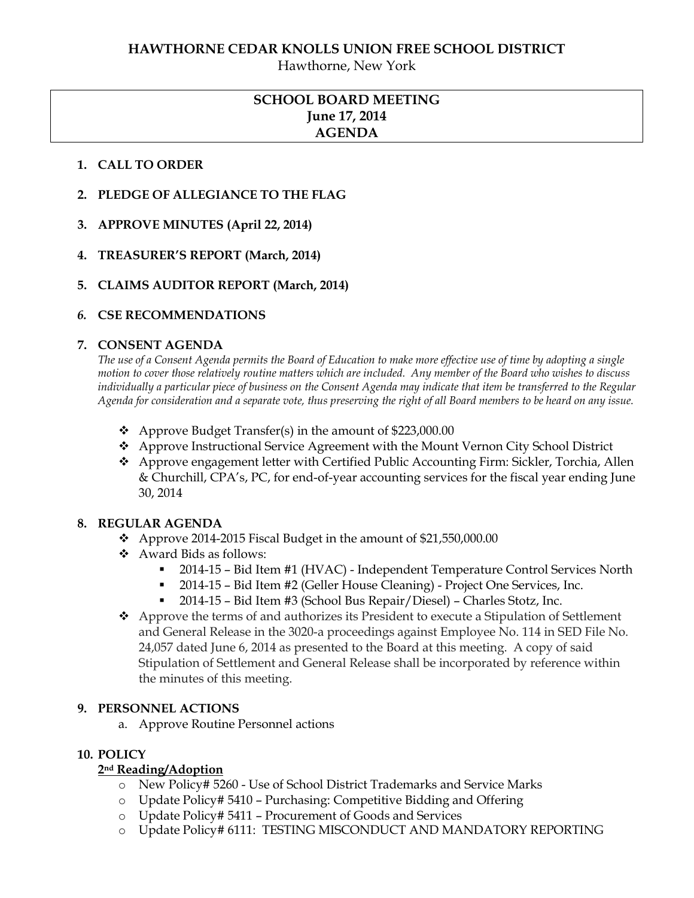# HAWTHORNE CEDAR KNOLLS UNION FREE SCHOOL DISTRICT

Hawthorne, New York

## SCHOOL BOARD MEETING
## June 17, 2014
## AGENDA

1. **CALL TO ORDER**

2. **PLEDGE OF ALLEGIANCE TO THE FLAG**

3. **APPROVE MINUTES (April 22, 2014)**

4. **TREASURER'S REPORT (March, 2014)**

5. **CLAIMS AUDITOR REPORT (March, 2014)**

6. **CSE RECOMMENDATIONS**

7. **CONSENT AGENDA**

   *The use of a Consent Agenda permits the Board of Education to make more effective use of time by adopting a single motion to cover those relatively routine matters which are included. Any member of the Board who wishes to discuss individually a particular piece of business on the Consent Agenda may indicate that item be transferred to the Regular Agenda for consideration and a separate vote, thus preserving the right of all Board members to be heard on any issue.*

   - Approve Budget Transfer(s) in the amount of $223,000.00
   - Approve Instructional Service Agreement with the Mount Vernon City School District
   - Approve engagement letter with Certified Public Accounting Firm: Sickler, Torchia, Allen & Churchill, CPA's, PC, for end-of-year accounting services for the fiscal year ending June 30, 2014

8. **REGULAR AGENDA**
   - Approve 2014-2015 Fiscal Budget in the amount of $21,550,000.00
   - Award Bids as follows:
     - 2014-15 – Bid Item #1 (HVAC) - Independent Temperature Control Services North
     - 2014-15 – Bid Item #2 (Geller House Cleaning) - Project One Services, Inc.
     - 2014-15 – Bid Item #3 (School Bus Repair/Diesel) – Charles Stotz, Inc.
   - Approve the terms of and authorizes its President to execute a Stipulation of Settlement and General Release in the 3020-a proceedings against Employee No. 114 in SED File No. 24,057 dated June 6, 2014 as presented to the Board at this meeting. A copy of said Stipulation of Settlement and General Release shall be incorporated by reference within the minutes of this meeting.

9. **PERSONNEL ACTIONS**
   a. Approve Routine Personnel actions

10. **POLICY**

    **2nd Reading/Adoption**
    - New Policy# 5260 - Use of School District Trademarks and Service Marks
    - Update Policy# 5410 – Purchasing: Competitive Bidding and Offering
    - Update Policy# 5411 – Procurement of Goods and Services
    - Update Policy# 6111: TESTING MISCONDUCT AND MANDATORY REPORTING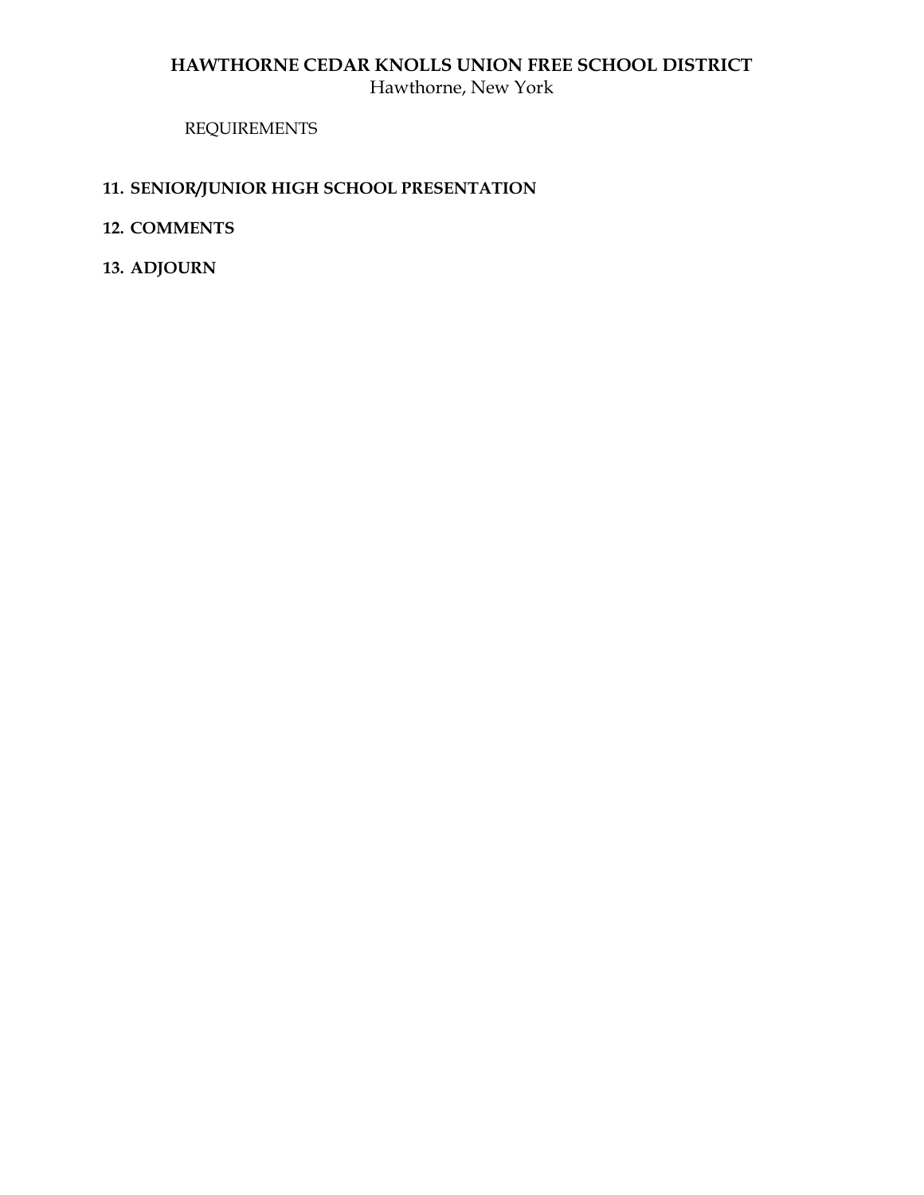**HAWTHORNE CEDAR KNOLLS UNION FREE SCHOOL DISTRICT**
Hawthorne, New York

REQUIREMENTS

**11. SENIOR/JUNIOR HIGH SCHOOL PRESENTATION**

**12. COMMENTS**

**13. ADJOURN**